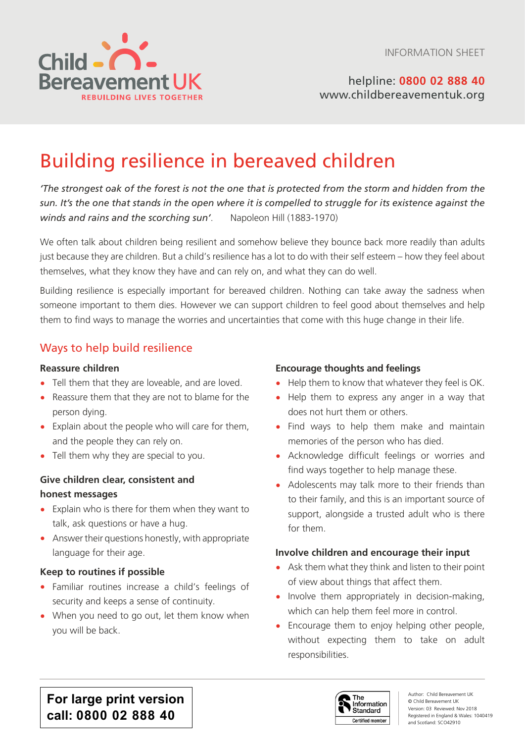Child Bereavement UK
REBUILDING LIVES TOGETHER

INFORMATION SHEET

helpline: **0800 02 888 40**
www.childbereavementuk.org

# Building resilience in bereaved children

*'The strongest oak of the forest is not the one that is protected from the storm and hidden from the sun. It's the one that stands in the open where it is compelled to struggle for its existence against the winds and rains and the scorching sun'.* Napoleon Hill (1883-1970)

We often talk about children being resilient and somehow believe they bounce back more readily than adults just because they are children. But a child's resilience has a lot to do with their self esteem – how they feel about themselves, what they know they have and can rely on, and what they can do well.

Building resilience is especially important for bereaved children. Nothing can take away the sadness when someone important to them dies. However we can support children to feel good about themselves and help them to find ways to manage the worries and uncertainties that come with this huge change in their life.

## Ways to help build resilience

**Reassure children**

- Tell them that they are loveable, and are loved.
- Reassure them that they are not to blame for the person dying.
- Explain about the people who will care for them, and the people they can rely on.
- Tell them why they are special to you.

**Give children clear, consistent and honest messages**

- Explain who is there for them when they want to talk, ask questions or have a hug.
- Answer their questions honestly, with appropriate language for their age.

**Keep to routines if possible**

- Familiar routines increase a child's feelings of security and keeps a sense of continuity.
- When you need to go out, let them know when you will be back.

**Encourage thoughts and feelings**

- Help them to know that whatever they feel is OK.
- Help them to express any anger in a way that does not hurt them or others.
- Find ways to help them make and maintain memories of the person who has died.
- Acknowledge difficult feelings or worries and find ways together to help manage these.
- Adolescents may talk more to their friends than to their family, and this is an important source of support, alongside a trusted adult who is there for them.

**Involve children and encourage their input**

- Ask them what they think and listen to their point of view about things that affect them.
- Involve them appropriately in decision-making, which can help them feel more in control.
- Encourage them to enjoy helping other people, without expecting them to take on adult responsibilities.

**For large print version call: 0800 02 888 40**

The Information Standard – Certified member

Author: Child Bereavement UK
© Child Bereavement UK
Version: 03 Reviewed: Nov 2018
Registered in England & Wales: 1040419
and Scotland: SC042910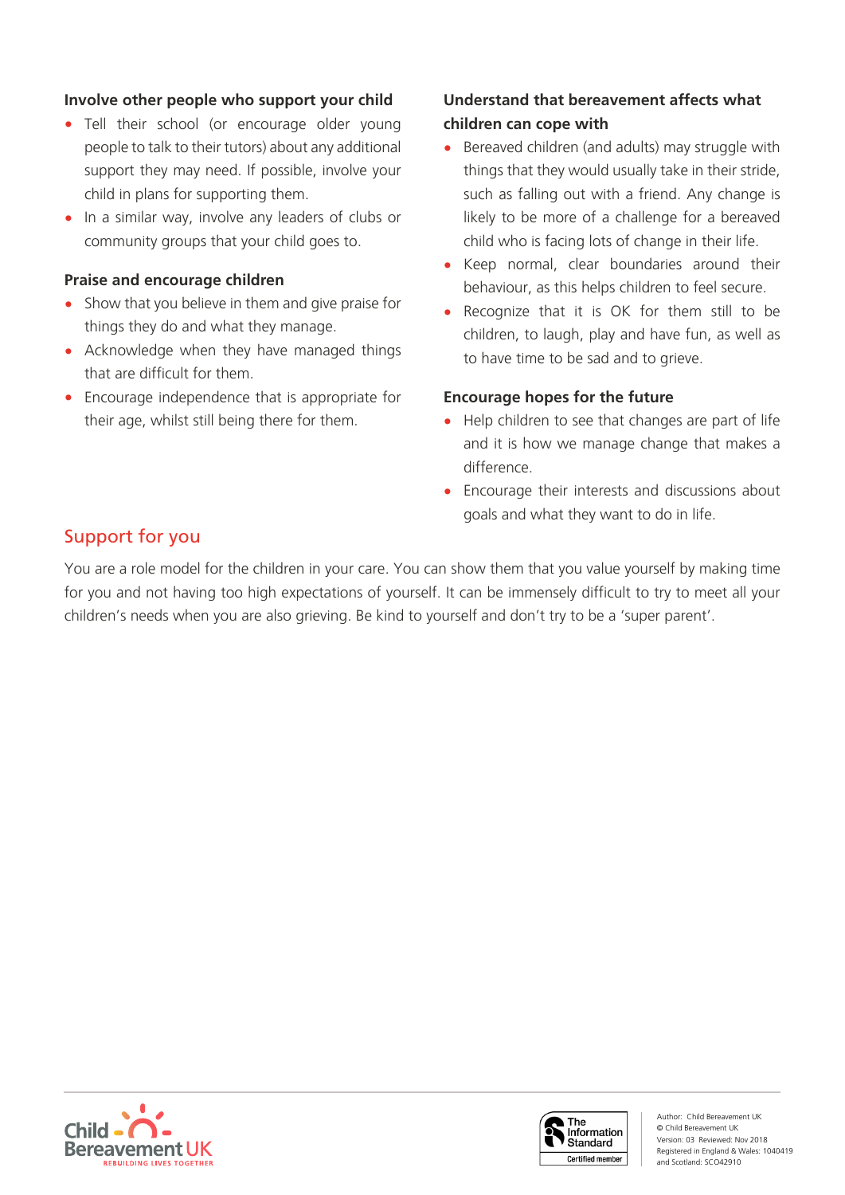### Involve other people who support your child

- Tell their school (or encourage older young people to talk to their tutors) about any additional support they may need. If possible, involve your child in plans for supporting them.
- In a similar way, involve any leaders of clubs or community groups that your child goes to.

### Praise and encourage children

- Show that you believe in them and give praise for things they do and what they manage.
- Acknowledge when they have managed things that are difficult for them.
- Encourage independence that is appropriate for their age, whilst still being there for them.

### Understand that bereavement affects what children can cope with

- Bereaved children (and adults) may struggle with things that they would usually take in their stride, such as falling out with a friend. Any change is likely to be more of a challenge for a bereaved child who is facing lots of change in their life.
- Keep normal, clear boundaries around their behaviour, as this helps children to feel secure.
- Recognize that it is OK for them still to be children, to laugh, play and have fun, as well as to have time to be sad and to grieve.

### Encourage hopes for the future

- Help children to see that changes are part of life and it is how we manage change that makes a difference.
- Encourage their interests and discussions about goals and what they want to do in life.

## Support for you

You are a role model for the children in your care. You can show them that you value yourself by making time for you and not having too high expectations of yourself. It can be immensely difficult to try to meet all your children's needs when you are also grieving. Be kind to yourself and don't try to be a 'super parent'.

Child Bereavement UK
REBUILDING LIVES TOGETHER

The Information Standard
Certified member

Author: Child Bereavement UK
© Child Bereavement UK
Version: 03 Reviewed: Nov 2018
Registered in England & Wales: 1040419
and Scotland: SCO42910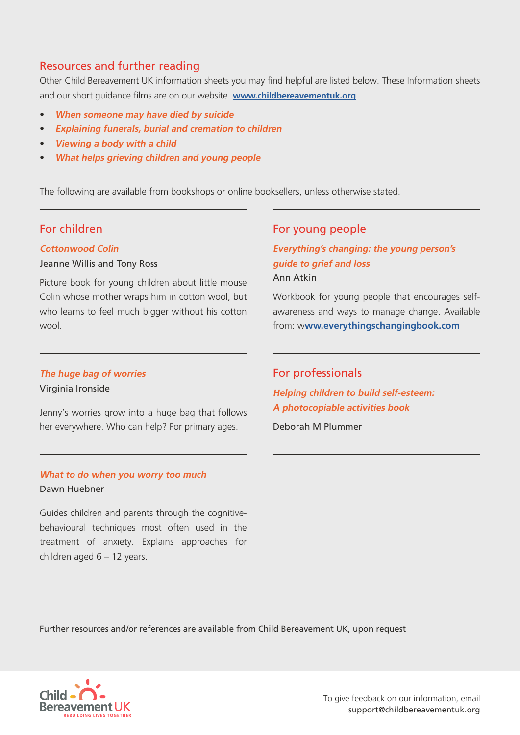## Resources and further reading

Other Child Bereavement UK information sheets you may find helpful are listed below. These Information sheets and our short guidance films are on our website **www.childbereavementuk.org**

- ***When someone may have died by suicide***
- ***Explaining funerals, burial and cremation to children***
- ***Viewing a body with a child***
- ***What helps grieving children and young people***

The following are available from bookshops or online booksellers, unless otherwise stated.

### For children

***Cottonwood Colin***
Jeanne Willis and Tony Ross

Picture book for young children about little mouse Colin whose mother wraps him in cotton wool, but who learns to feel much bigger without his cotton wool.

***The huge bag of worries***
Virginia Ironside

Jenny's worries grow into a huge bag that follows her everywhere. Who can help? For primary ages.

***What to do when you worry too much***
Dawn Huebner

Guides children and parents through the cognitive-behavioural techniques most often used in the treatment of anxiety. Explains approaches for children aged 6 – 12 years.

### For young people

***Everything's changing: the young person's guide to grief and loss***
Ann Atkin

Workbook for young people that encourages self-awareness and ways to manage change. Available from: **www.everythingschangingbook.com**

### For professionals

***Helping children to build self-esteem: A photocopiable activities book***

Deborah M Plummer

Further resources and/or references are available from Child Bereavement UK, upon request

Child Bereavement UK
REBUILDING LIVES TOGETHER

To give feedback on our information, email support@childbereavementuk.org